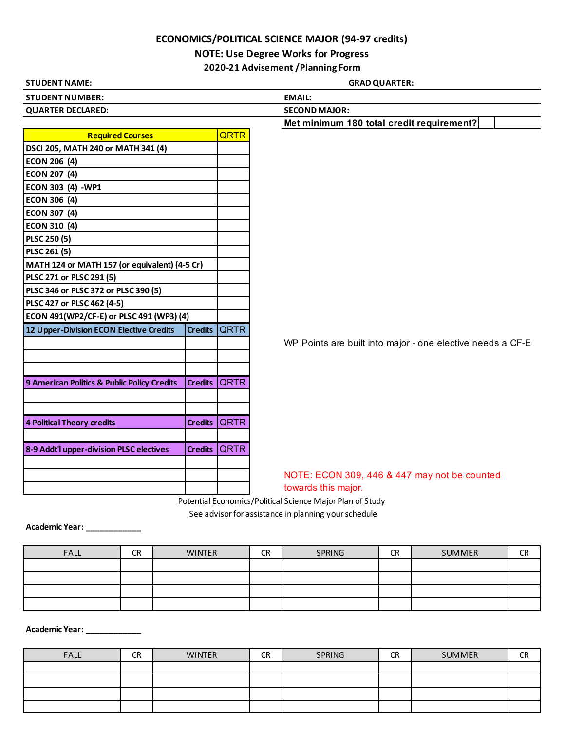# ECONOMICS/POLITICAL SCIENCE MAJOR (94-97 credits)

## NOTE: Use Degree Works for Progress

### 2020-21 Advisement /Planning Form

**STUDENT NAME:** **GRAD QUARTER:**

**STUDENT NUMBER:** **EMAIL:**

**QUARTER DECLARED:** **SECOND MAJOR:**

**Met minimum 180 total credit requirement?**

| Required Courses | | QRTR |
|---|---|---|
| DSCI 205, MATH 240 or MATH 341 (4) | | |
| ECON 206 (4) | | |
| ECON 207 (4) | | |
| ECON 303 (4) -WP1 | | |
| ECON 306 (4) | | |
| ECON 307 (4) | | |
| ECON 310 (4) | | |
| PLSC 250 (5) | | |
| PLSC 261 (5) | | |
| MATH 124 or MATH 157 (or equivalent) (4-5 Cr) | | |
| PLSC 271 or PLSC 291 (5) | | |
| PLSC 346 or PLSC 372 or PLSC 390 (5) | | |
| PLSC 427 or PLSC 462 (4-5) | | |
| ECON 491(WP2/CF-E) or PLSC 491 (WP3) (4) | | |
| **12 Upper-Division ECON Elective Credits** | **Credits** | **QRTR** |
| | | |
| | | |
| | | |
| **9 American Politics & Public Policy Credits** | **Credits** | **QRTR** |
| | | |
| | | |
| **4 Political Theory credits** | **Credits** | **QRTR** |
| | | |
| **8-9 Addt'l upper-division PLSC electives** | **Credits** | **QRTR** |
| | | |
| | | |
| | | |

WP Points are built into major - one elective needs a CF-E

NOTE: ECON 309, 446 & 447 may not be counted towards this major.

Potential Economics/Political Science Major Plan of Study

See advisor for assistance in planning your schedule

**Academic Year:** _____________

| FALL | CR | WINTER | CR | SPRING | CR | SUMMER | CR |
|---|---|---|---|---|---|---|---|
| | | | | | | | |
| | | | | | | | |
| | | | | | | | |
| | | | | | | | |

**Academic Year:** _____________

| FALL | CR | WINTER | CR | SPRING | CR | SUMMER | CR |
|---|---|---|---|---|---|---|---|
| | | | | | | | |
| | | | | | | | |
| | | | | | | | |
| | | | | | | | |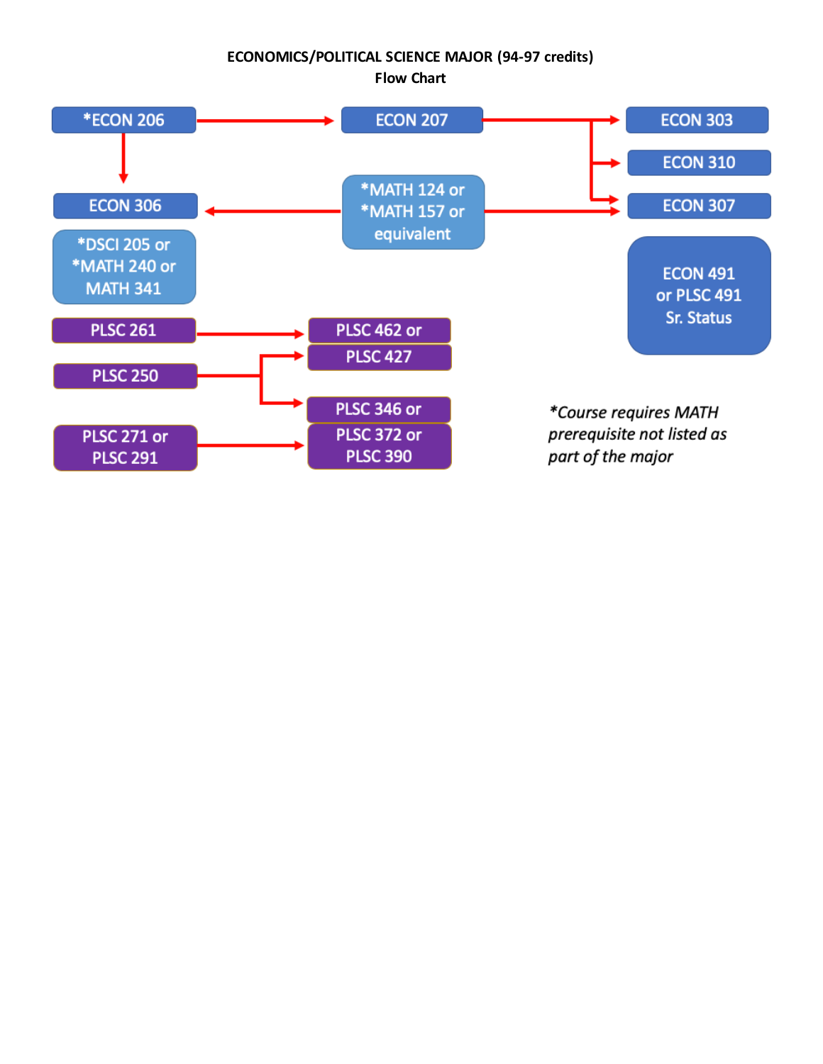# ECONOMICS/POLITICAL SCIENCE MAJOR (94-97 credits)

## Flow Chart

*ECON 206

ECON 207

ECON 303

ECON 310

ECON 307

ECON 306

*MATH 124 or *MATH 157 or equivalent

*DSCI 205 or *MATH 240 or MATH 341

ECON 491 or PLSC 491 Sr. Status

PLSC 261

PLSC 462 or PLSC 427

PLSC 250

PLSC 346 or PLSC 372 or PLSC 390

PLSC 271 or PLSC 291

*\*Course requires MATH prerequisite not listed as part of the major*